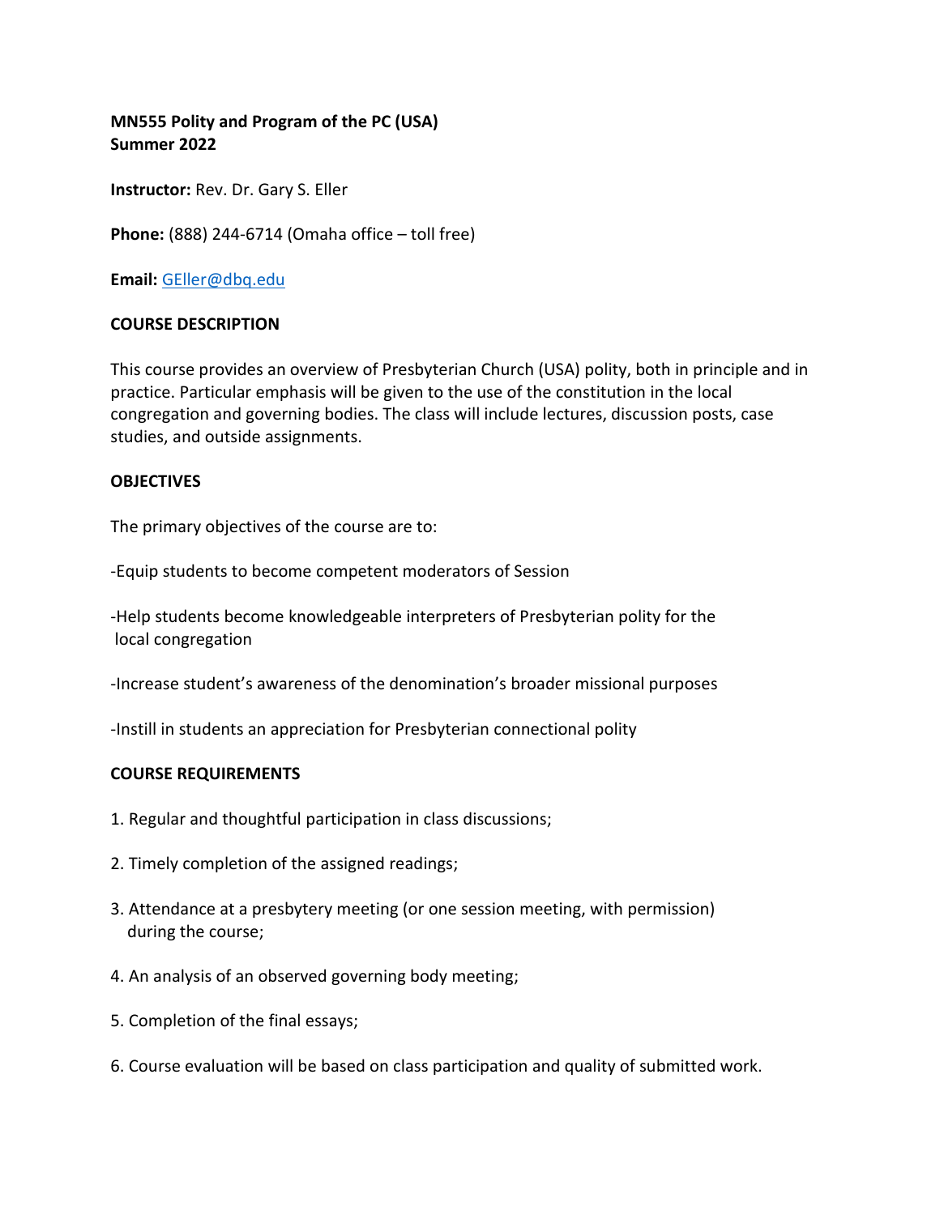**MN555 Polity and Program of the PC (USA)**
**Summer 2022**

**Instructor:** Rev. Dr. Gary S. Eller

**Phone:** (888) 244-6714 (Omaha office – toll free)

**Email:** GEller@dbq.edu

## COURSE DESCRIPTION

This course provides an overview of Presbyterian Church (USA) polity, both in principle and in practice. Particular emphasis will be given to the use of the constitution in the local congregation and governing bodies. The class will include lectures, discussion posts, case studies, and outside assignments.

## OBJECTIVES

The primary objectives of the course are to:

-Equip students to become competent moderators of Session

-Help students become knowledgeable interpreters of Presbyterian polity for the local congregation

-Increase student's awareness of the denomination's broader missional purposes

-Instill in students an appreciation for Presbyterian connectional polity

## COURSE REQUIREMENTS

1. Regular and thoughtful participation in class discussions;

2. Timely completion of the assigned readings;

3. Attendance at a presbytery meeting (or one session meeting, with permission) during the course;

4. An analysis of an observed governing body meeting;

5. Completion of the final essays;

6. Course evaluation will be based on class participation and quality of submitted work.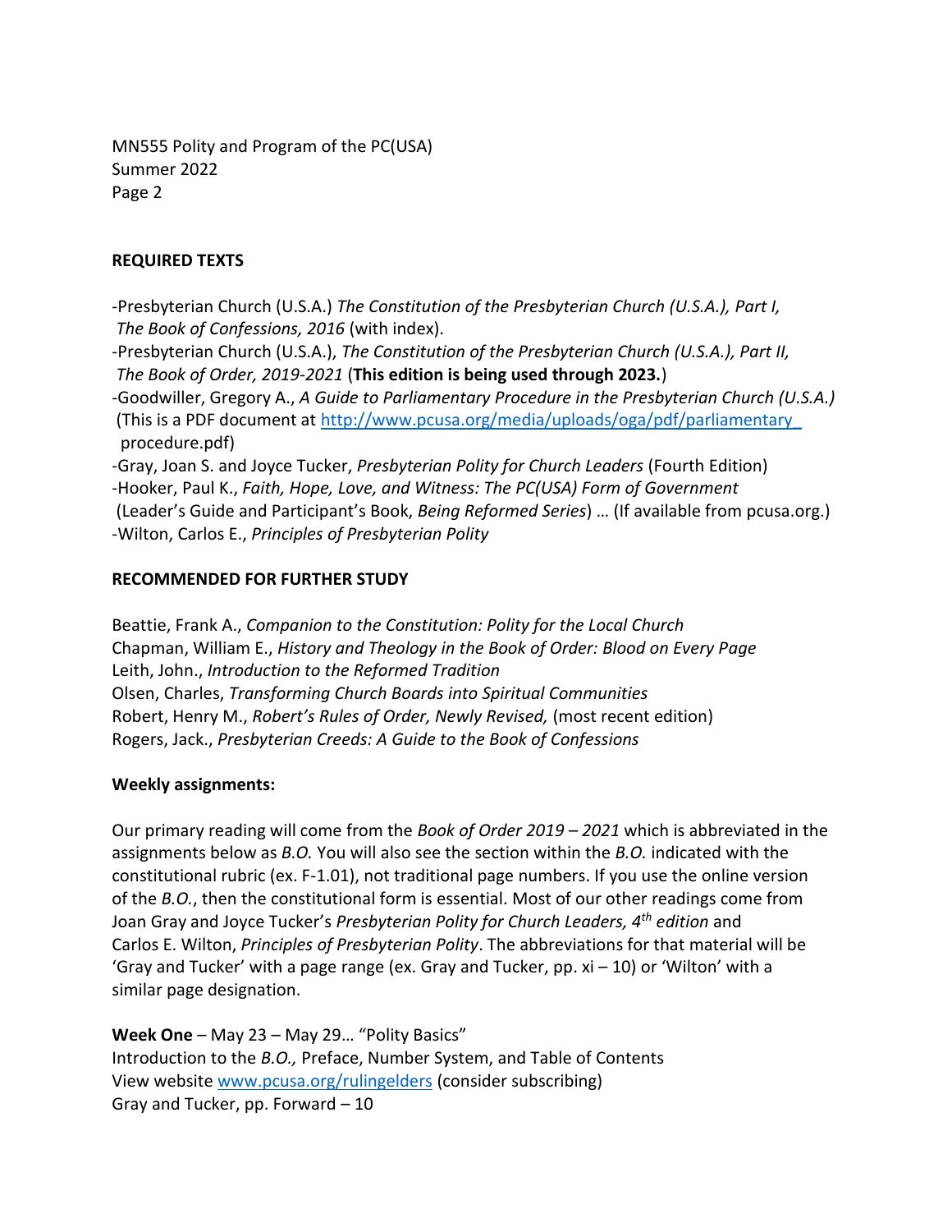## REQUIRED TEXTS

- Presbyterian Church (U.S.A.) *The Constitution of the Presbyterian Church (U.S.A.), Part I, The Book of Confessions, 2016* (with index).
- Presbyterian Church (U.S.A.), *The Constitution of the Presbyterian Church (U.S.A.), Part II, The Book of Order, 2019-2021* (**This edition is being used through 2023.**)
- Goodwiller, Gregory A., *A Guide to Parliamentary Procedure in the Presbyterian Church (U.S.A.)* (This is a PDF document at http://www.pcusa.org/media/uploads/oga/pdf/parliamentary_procedure.pdf)
- Gray, Joan S. and Joyce Tucker, *Presbyterian Polity for Church Leaders* (Fourth Edition)
- Hooker, Paul K., *Faith, Hope, Love, and Witness: The PC(USA) Form of Government* (Leader's Guide and Participant's Book, *Being Reformed Series*) … (If available from pcusa.org.)
- Wilton, Carlos E., *Principles of Presbyterian Polity*

## RECOMMENDED FOR FURTHER STUDY

Beattie, Frank A., *Companion to the Constitution: Polity for the Local Church*
Chapman, William E., *History and Theology in the Book of Order: Blood on Every Page*
Leith, John., *Introduction to the Reformed Tradition*
Olsen, Charles, *Transforming Church Boards into Spiritual Communities*
Robert, Henry M., *Robert's Rules of Order, Newly Revised,* (most recent edition)
Rogers, Jack., *Presbyterian Creeds: A Guide to the Book of Confessions*

**Weekly assignments:**

Our primary reading will come from the *Book of Order 2019 – 2021* which is abbreviated in the assignments below as *B.O.* You will also see the section within the *B.O.* indicated with the constitutional rubric (ex. F-1.01), not traditional page numbers. If you use the online version of the *B.O.*, then the constitutional form is essential. Most of our other readings come from Joan Gray and Joyce Tucker's *Presbyterian Polity for Church Leaders, 4th edition* and Carlos E. Wilton, *Principles of Presbyterian Polity*. The abbreviations for that material will be 'Gray and Tucker' with a page range (ex. Gray and Tucker, pp. xi – 10) or 'Wilton' with a similar page designation.

**Week One** – May 23 – May 29… "Polity Basics"
Introduction to the *B.O.,* Preface, Number System, and Table of Contents
View website www.pcusa.org/rulingelders (consider subscribing)
Gray and Tucker, pp. Forward – 10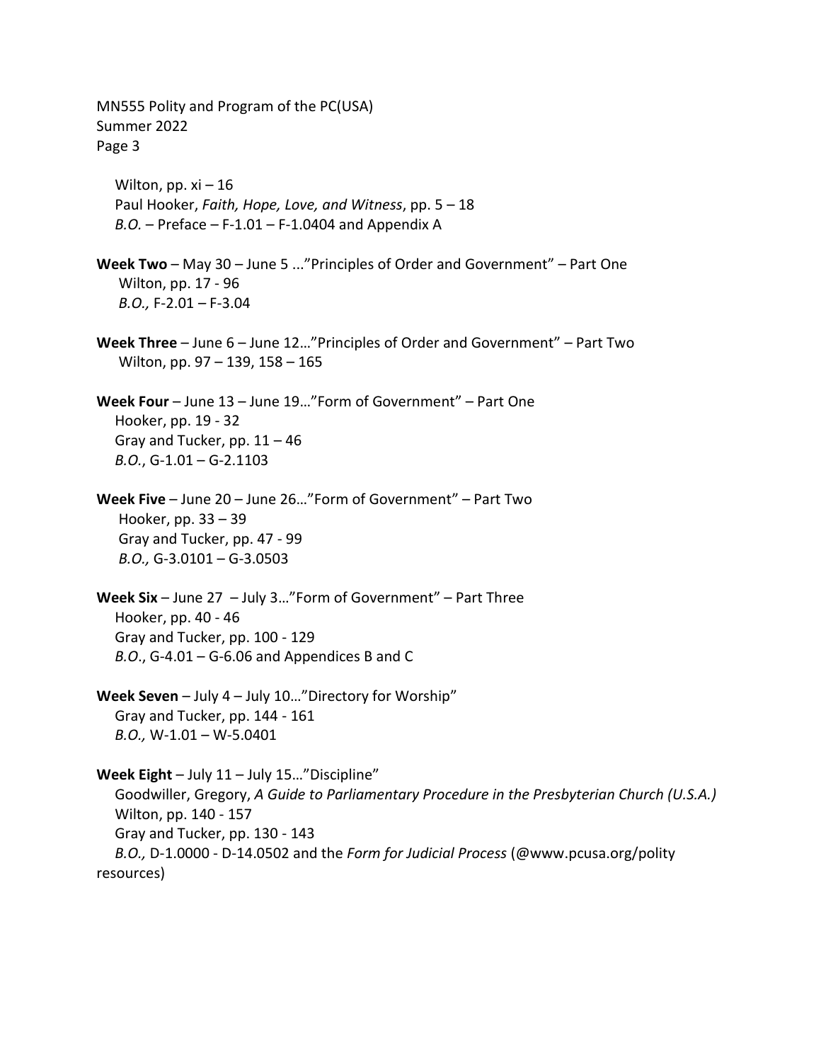Wilton, pp. xi – 16
Paul Hooker, *Faith, Hope, Love, and Witness*, pp. 5 – 18
*B.O.* – Preface – F-1.01 – F-1.0404 and Appendix A

**Week Two** – May 30 – June 5 ..."Principles of Order and Government" – Part One
Wilton, pp. 17 - 96
*B.O.,* F-2.01 – F-3.04

**Week Three** – June 6 – June 12…"Principles of Order and Government" – Part Two
Wilton, pp. 97 – 139, 158 – 165

**Week Four** – June 13 – June 19…"Form of Government" – Part One
Hooker, pp. 19 - 32
Gray and Tucker, pp. 11 – 46
*B.O.*, G-1.01 – G-2.1103

**Week Five** – June 20 – June 26…"Form of Government" – Part Two
Hooker, pp. 33 – 39
Gray and Tucker, pp. 47 - 99
*B.O.,* G-3.0101 – G-3.0503

**Week Six** – June 27 – July 3…"Form of Government" – Part Three
Hooker, pp. 40 - 46
Gray and Tucker, pp. 100 - 129
*B.O.*, G-4.01 – G-6.06 and Appendices B and C

**Week Seven** – July 4 – July 10…"Directory for Worship"
Gray and Tucker, pp. 144 - 161
*B.O.,* W-1.01 – W-5.0401

**Week Eight** – July 11 – July 15…"Discipline"
Goodwiller, Gregory, *A Guide to Parliamentary Procedure in the Presbyterian Church (U.S.A.)*
Wilton, pp. 140 - 157
Gray and Tucker, pp. 130 - 143
*B.O.,* D-1.0000 - D-14.0502 and the *Form for Judicial Process* (@www.pcusa.org/polity resources)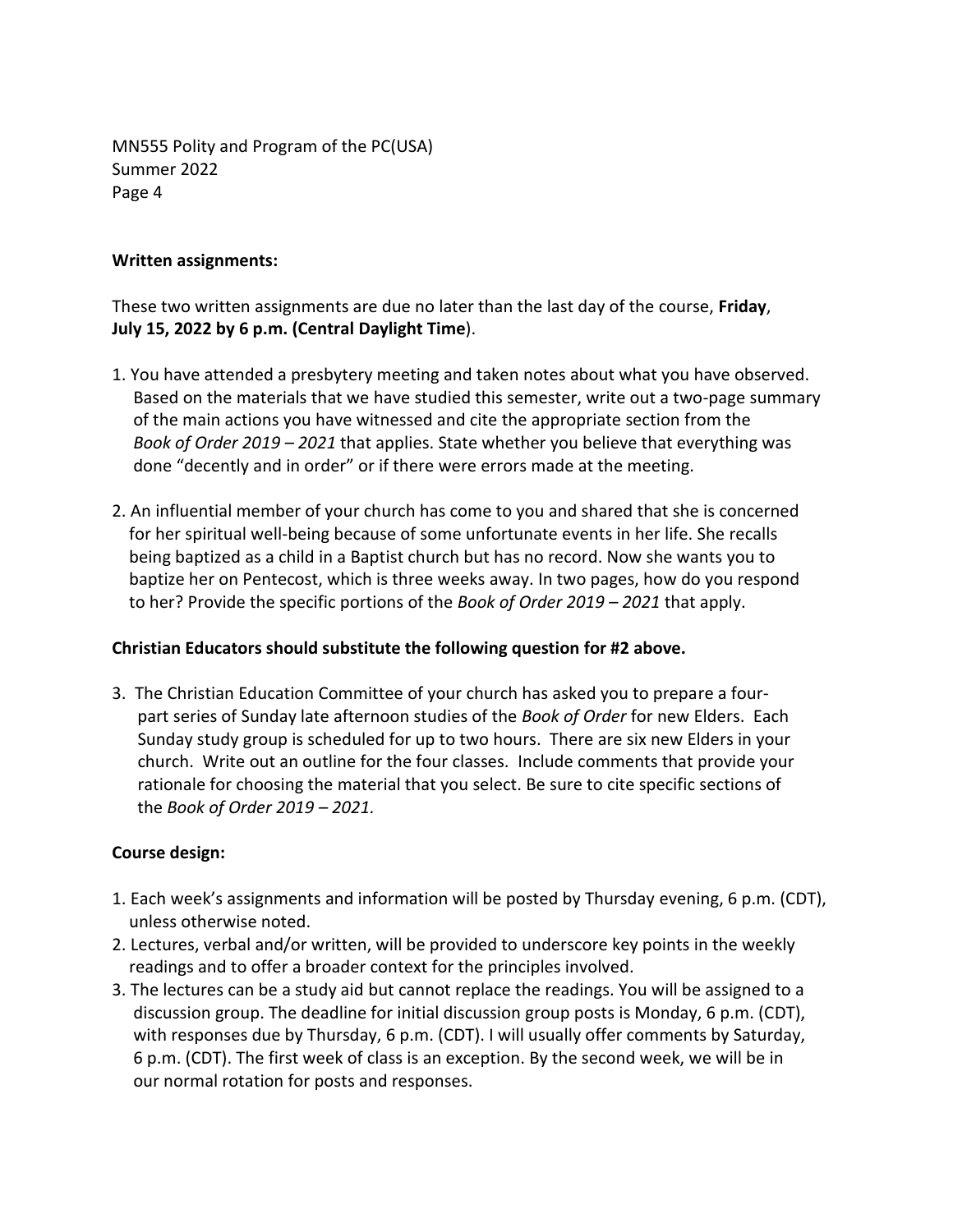**Written assignments:**

These two written assignments are due no later than the last day of the course, **Friday**, **July 15, 2022 by 6 p.m. (Central Daylight Time**).

1. You have attended a presbytery meeting and taken notes about what you have observed. Based on the materials that we have studied this semester, write out a two-page summary of the main actions you have witnessed and cite the appropriate section from the *Book of Order 2019 – 2021* that applies. State whether you believe that everything was done "decently and in order" or if there were errors made at the meeting.

2. An influential member of your church has come to you and shared that she is concerned for her spiritual well-being because of some unfortunate events in her life. She recalls being baptized as a child in a Baptist church but has no record. Now she wants you to baptize her on Pentecost, which is three weeks away. In two pages, how do you respond to her? Provide the specific portions of the *Book of Order 2019 – 2021* that apply.

**Christian Educators should substitute the following question for #2 above.**

3. The Christian Education Committee of your church has asked you to prepare a four-part series of Sunday late afternoon studies of the *Book of Order* for new Elders. Each Sunday study group is scheduled for up to two hours. There are six new Elders in your church. Write out an outline for the four classes. Include comments that provide your rationale for choosing the material that you select. Be sure to cite specific sections of the *Book of Order 2019 – 2021.*

**Course design:**

1. Each week's assignments and information will be posted by Thursday evening, 6 p.m. (CDT), unless otherwise noted.
2. Lectures, verbal and/or written, will be provided to underscore key points in the weekly readings and to offer a broader context for the principles involved.
3. The lectures can be a study aid but cannot replace the readings. You will be assigned to a discussion group. The deadline for initial discussion group posts is Monday, 6 p.m. (CDT), with responses due by Thursday, 6 p.m. (CDT). I will usually offer comments by Saturday, 6 p.m. (CDT). The first week of class is an exception. By the second week, we will be in our normal rotation for posts and responses.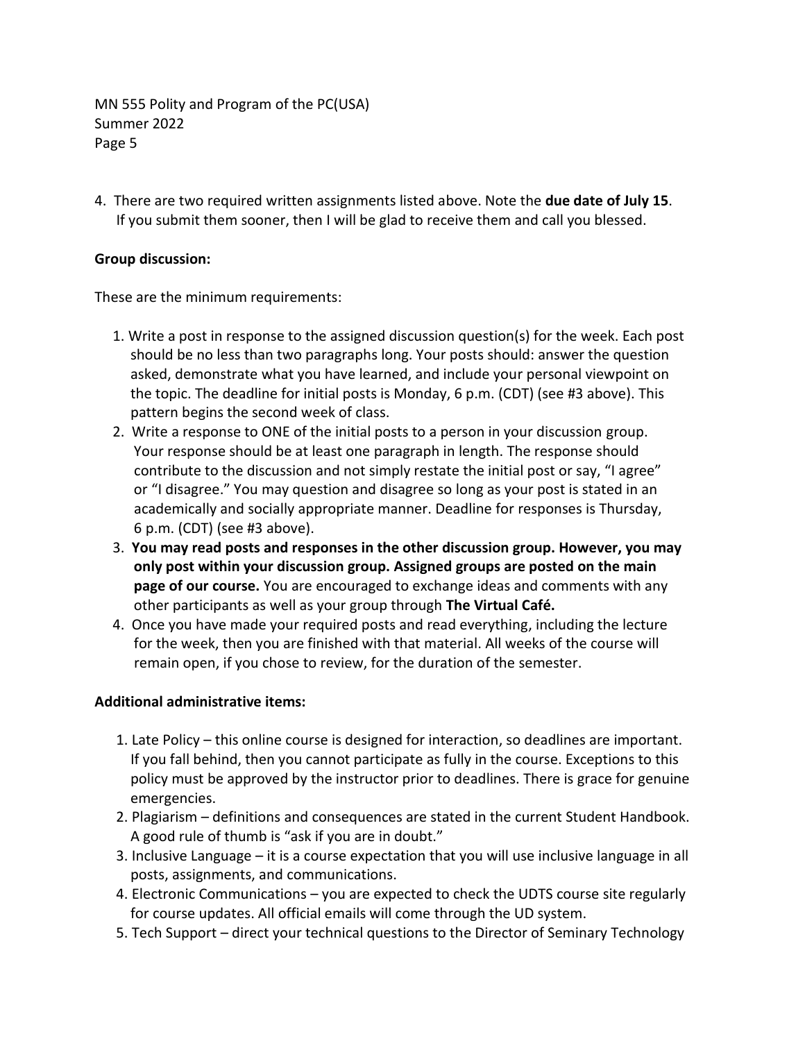4. There are two required written assignments listed above. Note the **due date of July 15**. If you submit them sooner, then I will be glad to receive them and call you blessed.

**Group discussion:**

These are the minimum requirements:

1. Write a post in response to the assigned discussion question(s) for the week. Each post should be no less than two paragraphs long. Your posts should: answer the question asked, demonstrate what you have learned, and include your personal viewpoint on the topic. The deadline for initial posts is Monday, 6 p.m. (CDT) (see #3 above). This pattern begins the second week of class.
2. Write a response to ONE of the initial posts to a person in your discussion group. Your response should be at least one paragraph in length. The response should contribute to the discussion and not simply restate the initial post or say, "I agree" or "I disagree." You may question and disagree so long as your post is stated in an academically and socially appropriate manner. Deadline for responses is Thursday, 6 p.m. (CDT) (see #3 above).
3. **You may read posts and responses in the other discussion group. However, you may only post within your discussion group. Assigned groups are posted on the main page of our course.** You are encouraged to exchange ideas and comments with any other participants as well as your group through **The Virtual Café.**
4. Once you have made your required posts and read everything, including the lecture for the week, then you are finished with that material. All weeks of the course will remain open, if you chose to review, for the duration of the semester.

**Additional administrative items:**

1. Late Policy – this online course is designed for interaction, so deadlines are important. If you fall behind, then you cannot participate as fully in the course. Exceptions to this policy must be approved by the instructor prior to deadlines. There is grace for genuine emergencies.
2. Plagiarism – definitions and consequences are stated in the current Student Handbook. A good rule of thumb is "ask if you are in doubt."
3. Inclusive Language – it is a course expectation that you will use inclusive language in all posts, assignments, and communications.
4. Electronic Communications – you are expected to check the UDTS course site regularly for course updates. All official emails will come through the UD system.
5. Tech Support – direct your technical questions to the Director of Seminary Technology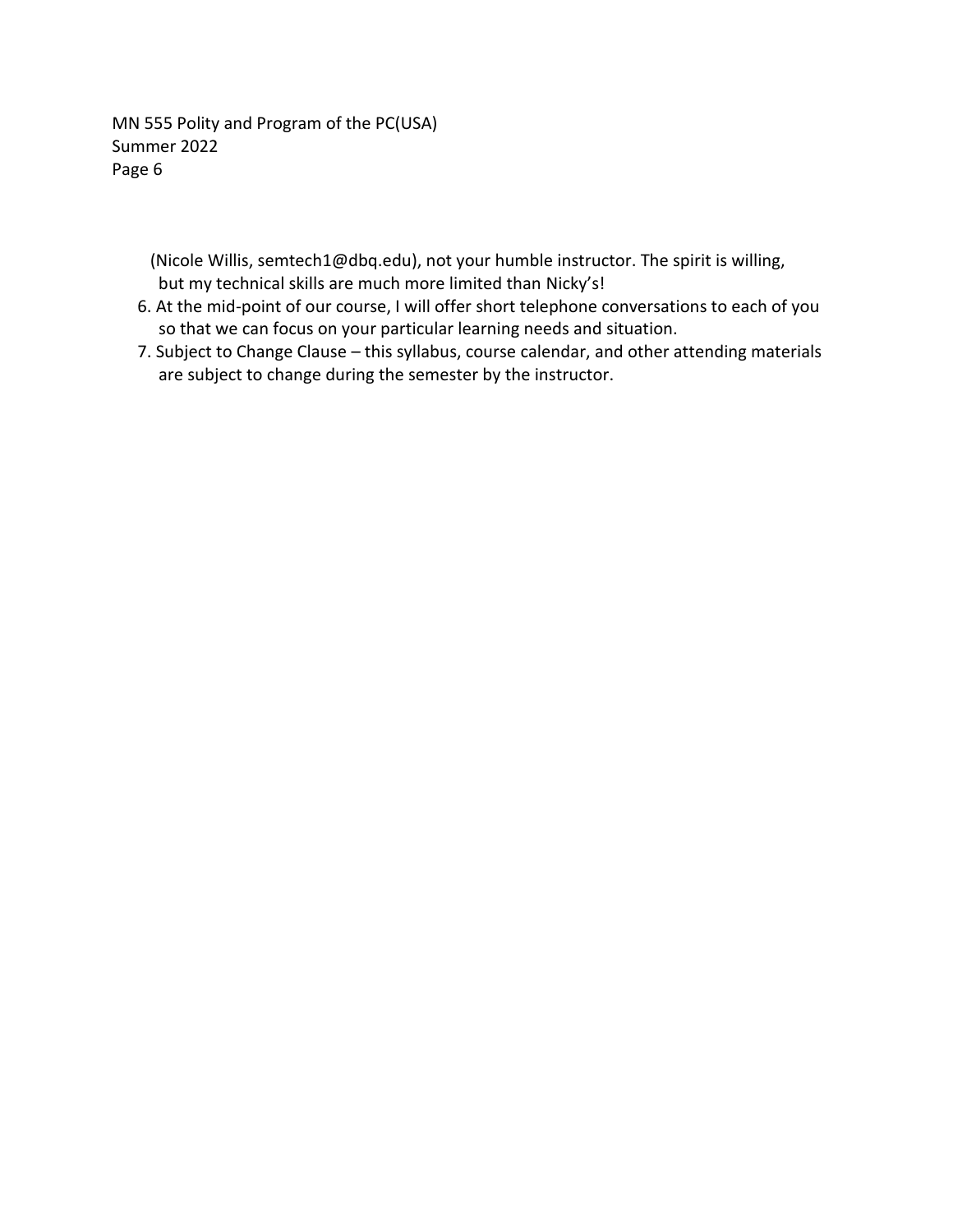(Nicole Willis, semtech1@dbq.edu), not your humble instructor. The spirit is willing, but my technical skills are much more limited than Nicky's!

6. At the mid-point of our course, I will offer short telephone conversations to each of you so that we can focus on your particular learning needs and situation.
7. Subject to Change Clause – this syllabus, course calendar, and other attending materials are subject to change during the semester by the instructor.